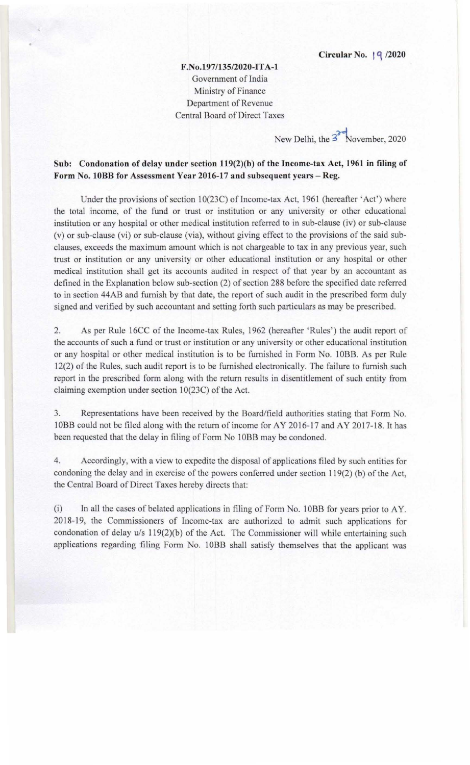**Circular No. 19 /2020**

**F.No.197/135/2020-ITA-1**
Government of India
Ministry of Finance
Department of Revenue
Central Board of Direct Taxes

New Delhi, the 3rd November, 2020

**Sub: Condonation of delay under section 119(2)(b) of the Income-tax Act, 1961 in filing of Form No. 10BB for Assessment Year 2016-17 and subsequent years – Reg.**

Under the provisions of section 10(23C) of Income-tax Act, 1961 (hereafter 'Act') where the total income, of the fund or trust or institution or any university or other educational institution or any hospital or other medical institution referred to in sub-clause (iv) or sub-clause (v) or sub-clause (vi) or sub-clause (via), without giving effect to the provisions of the said sub-clauses, exceeds the maximum amount which is not chargeable to tax in any previous year, such trust or institution or any university or other educational institution or any hospital or other medical institution shall get its accounts audited in respect of that year by an accountant as defined in the Explanation below sub-section (2) of section 288 before the specified date referred to in section 44AB and furnish by that date, the report of such audit in the prescribed form duly signed and verified by such accountant and setting forth such particulars as may be prescribed.

2. As per Rule 16CC of the Income-tax Rules, 1962 (hereafter 'Rules') the audit report of the accounts of such a fund or trust or institution or any university or other educational institution or any hospital or other medical institution is to be furnished in Form No. 10BB. As per Rule 12(2) of the Rules, such audit report is to be furnished electronically. The failure to furnish such report in the prescribed form along with the return results in disentitlement of such entity from claiming exemption under section 10(23C) of the Act.

3. Representations have been received by the Board/field authorities stating that Form No. 10BB could not be filed along with the return of income for AY 2016-17 and AY 2017-18. It has been requested that the delay in filing of Form No 10BB may be condoned.

4. Accordingly, with a view to expedite the disposal of applications filed by such entities for condoning the delay and in exercise of the powers conferred under section 119(2) (b) of the Act, the Central Board of Direct Taxes hereby directs that:

(i) In all the cases of belated applications in filing of Form No. 10BB for years prior to AY. 2018-19, the Commissioners of Income-tax are authorized to admit such applications for condonation of delay u/s 119(2)(b) of the Act. The Commissioner will while entertaining such applications regarding filing Form No. 10BB shall satisfy themselves that the applicant was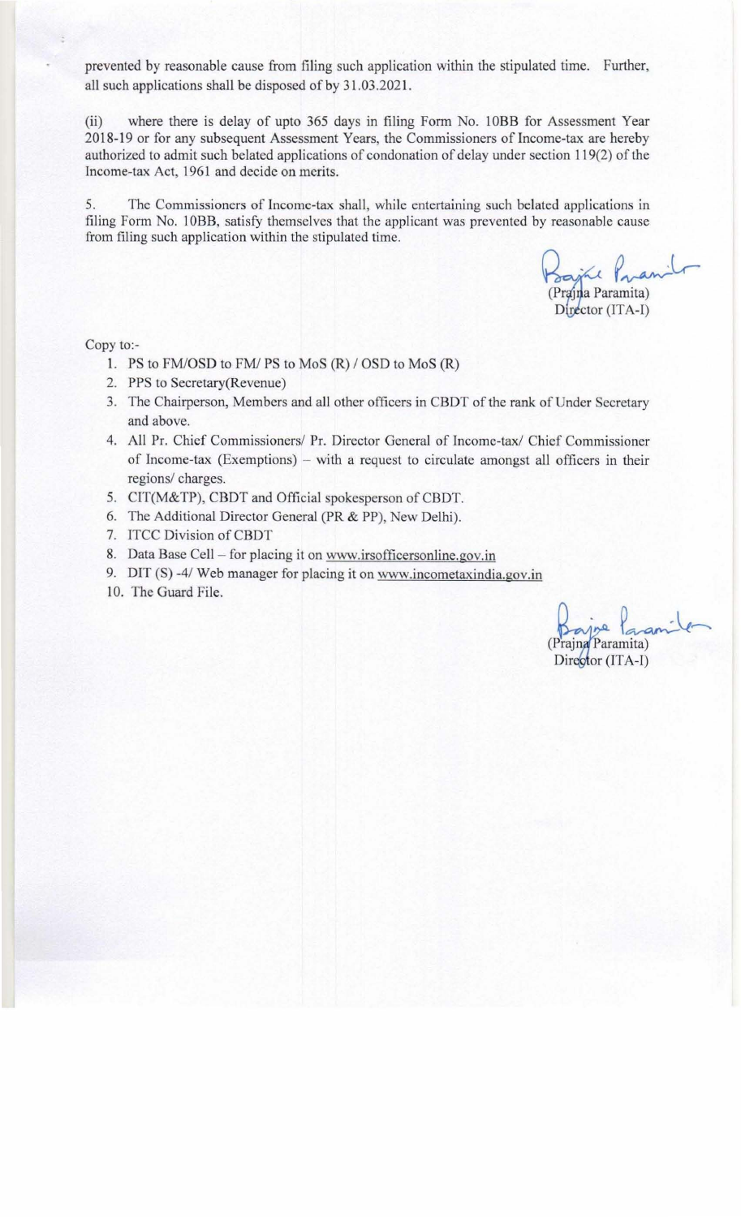prevented by reasonable cause from filing such application within the stipulated time. Further, all such applications shall be disposed of by 31.03.2021.

(ii) where there is delay of upto 365 days in filing Form No. 10BB for Assessment Year 2018-19 or for any subsequent Assessment Years, the Commissioners of Income-tax are hereby authorized to admit such belated applications of condonation of delay under section 119(2) of the Income-tax Act, 1961 and decide on merits.

5. The Commissioners of Income-tax shall, while entertaining such belated applications in filing Form No. 10BB, satisfy themselves that the applicant was prevented by reasonable cause from filing such application within the stipulated time.

(Prajna Paramita)
Director (ITA-I)

Copy to:-

1. PS to FM/OSD to FM/ PS to MoS (R) / OSD to MoS (R)
2. PPS to Secretary(Revenue)
3. The Chairperson, Members and all other officers in CBDT of the rank of Under Secretary and above.
4. All Pr. Chief Commissioners/ Pr. Director General of Income-tax/ Chief Commissioner of Income-tax (Exemptions) – with a request to circulate amongst all officers in their regions/ charges.
5. CIT(M&TP), CBDT and Official spokesperson of CBDT.
6. The Additional Director General (PR & PP), New Delhi).
7. ITCC Division of CBDT
8. Data Base Cell – for placing it on www.irsofficersonline.gov.in
9. DIT (S) -4/ Web manager for placing it on www.incometaxindia.gov.in
10. The Guard File.

(Prajna Paramita)
Director (ITA-I)